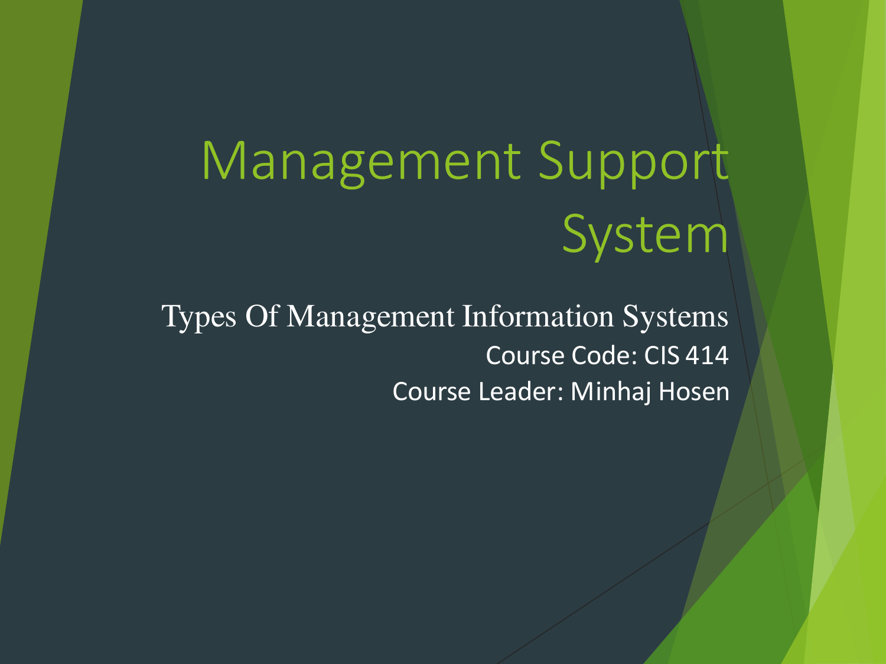# Management Support System

Types Of Management Information Systems

Course Code: CIS 414

Course Leader: Minhaj Hosen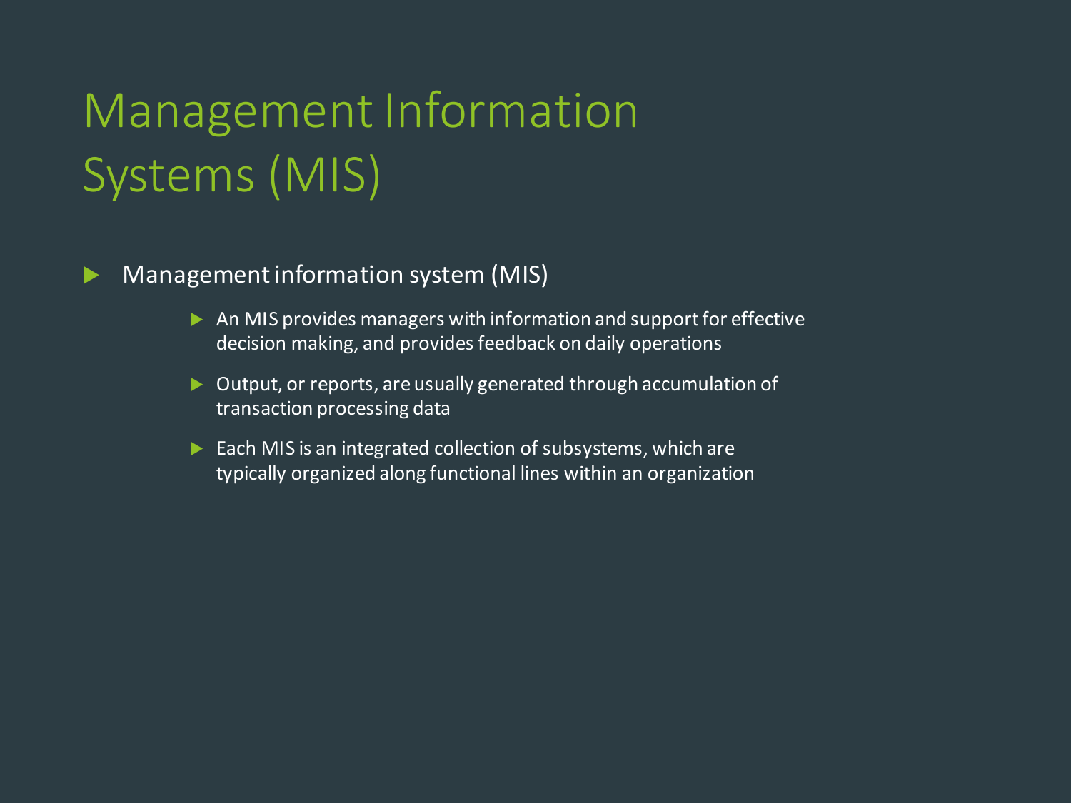# Management Information Systems (MIS)

- Management information system (MIS)
  - An MIS provides managers with information and support for effective decision making, and provides feedback on daily operations
  - Output, or reports, are usually generated through accumulation of transaction processing data
  - Each MIS is an integrated collection of subsystems, which are typically organized along functional lines within an organization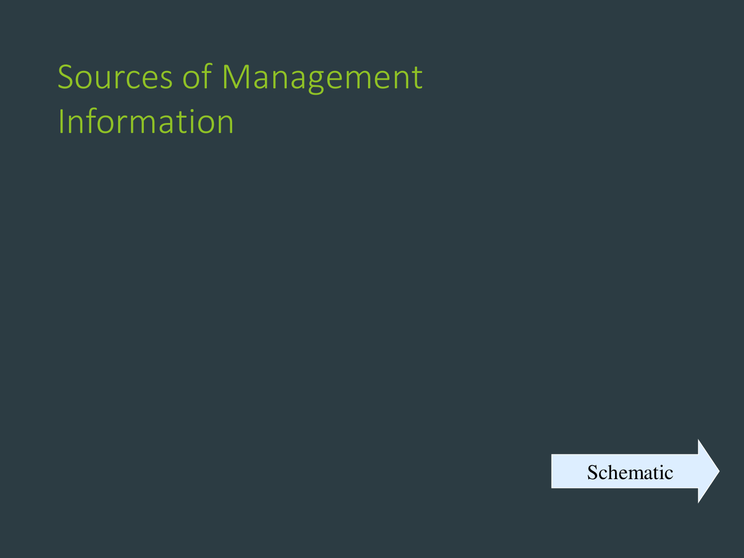# Sources of Management Information

Schematic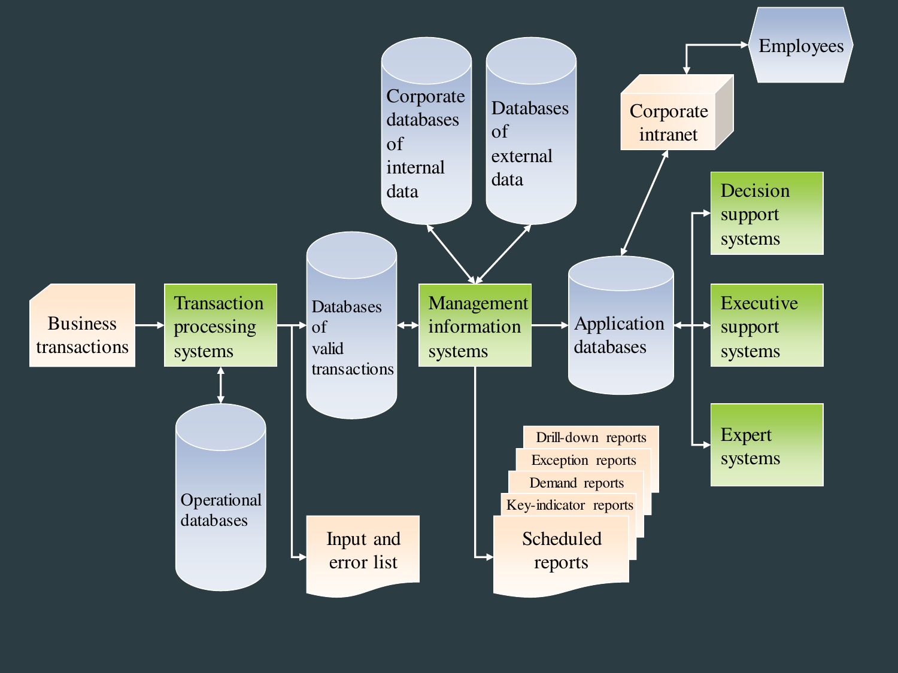Business transactions

Transaction processing systems

Operational databases

Databases of valid transactions

Input and error list

Corporate databases of internal data

Databases of external data

Management information systems

Application databases

Corporate intranet

Employees

Decision support systems

Executive support systems

Expert systems

Drill-down reports

Exception reports

Demand reports

Key-indicator reports

Scheduled reports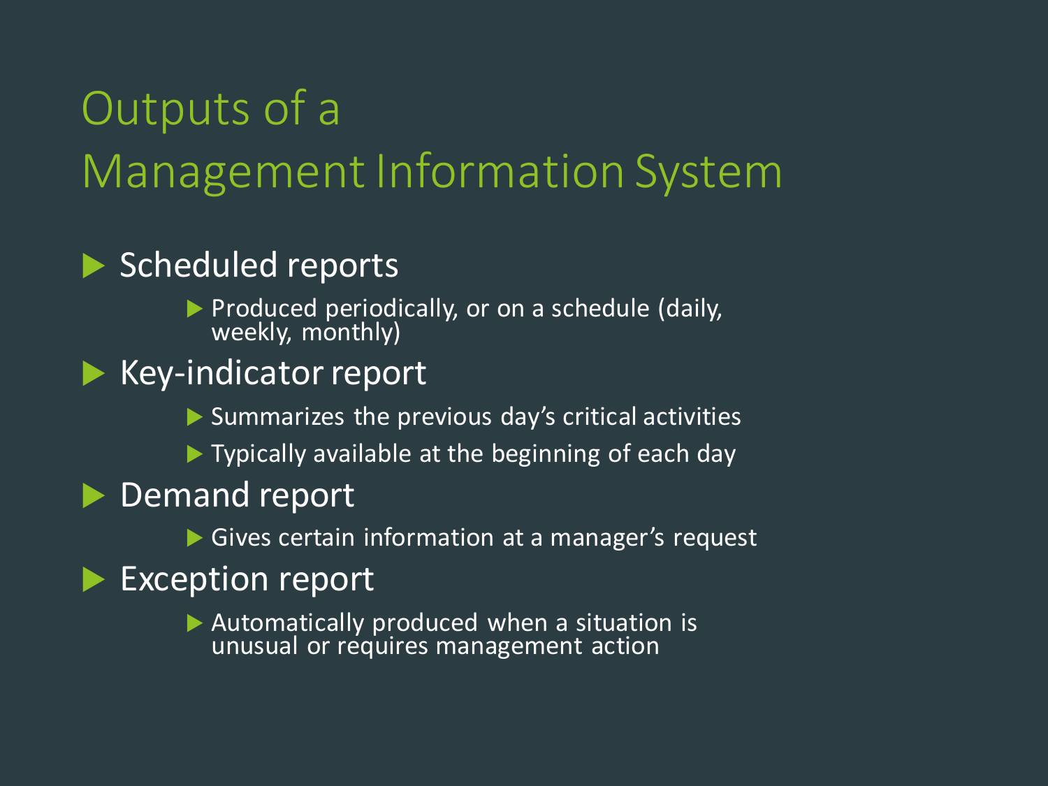# Outputs of a Management Information System

- Scheduled reports
  - Produced periodically, or on a schedule (daily, weekly, monthly)
- Key-indicator report
  - Summarizes the previous day's critical activities
  - Typically available at the beginning of each day
- Demand report
  - Gives certain information at a manager's request
- Exception report
  - Automatically produced when a situation is unusual or requires management action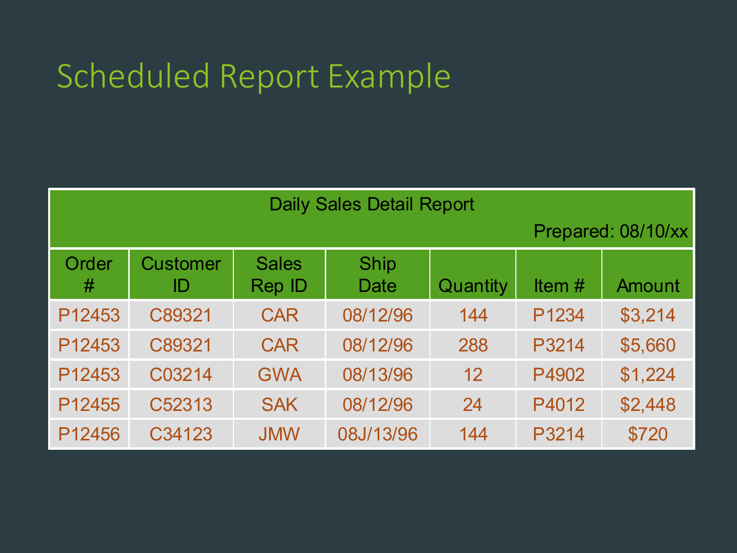# Scheduled Report Example

| Daily Sales Detail Report<br>Prepared: 08/10/xx | | | | | | |
|---|---|---|---|---|---|---|
| Order # | Customer ID | Sales Rep ID | Ship Date | Quantity | Item # | Amount |
| P12453 | C89321 | CAR | 08/12/96 | 144 | P1234 | $3,214 |
| P12453 | C89321 | CAR | 08/12/96 | 288 | P3214 | $5,660 |
| P12453 | C03214 | GWA | 08/13/96 | 12 | P4902 | $1,224 |
| P12455 | C52313 | SAK | 08/12/96 | 24 | P4012 | $2,448 |
| P12456 | C34123 | JMW | 08J/13/96 | 144 | P3214 | $720 |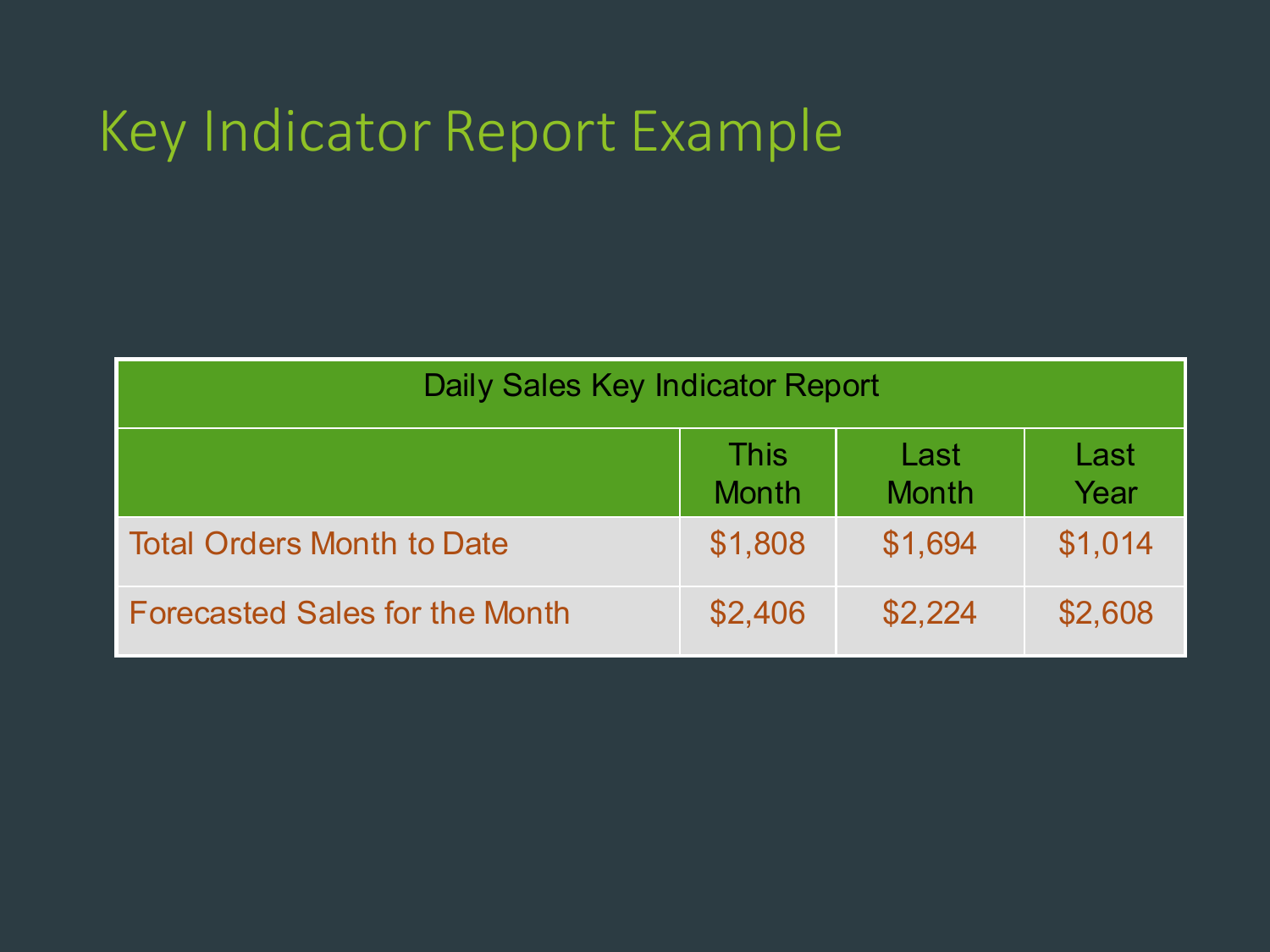# Key Indicator Report Example

| Daily Sales Key Indicator Report | | | |
|---|---|---|---|
| | This Month | Last Month | Last Year |
| Total Orders Month to Date | $1,808 | $1,694 | $1,014 |
| Forecasted Sales for the Month | $2,406 | $2,224 | $2,608 |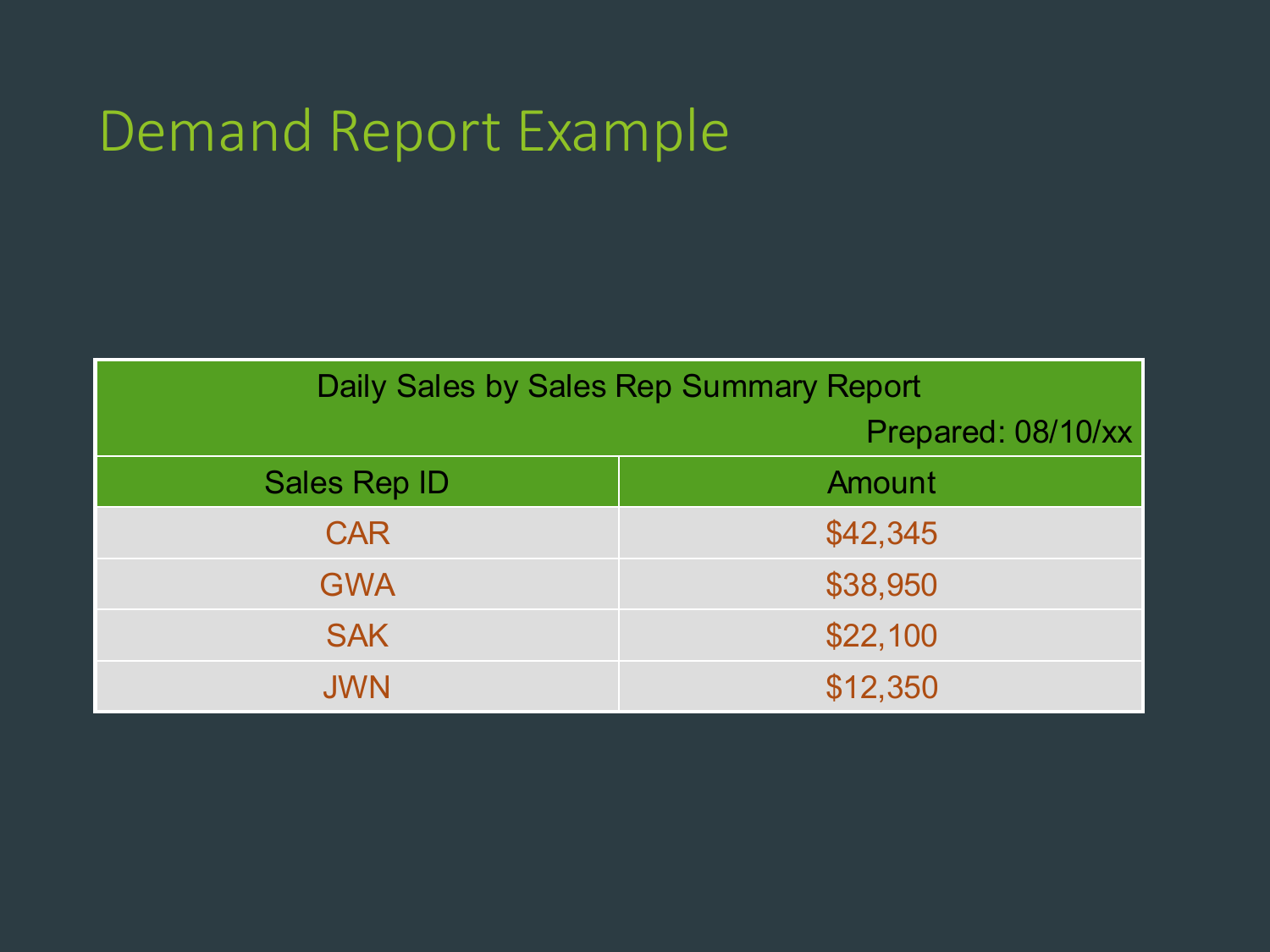# Demand Report Example

| Daily Sales by Sales Rep Summary Report<br>Prepared: 08/10/xx | |
|---|---|
| **Sales Rep ID** | **Amount** |
| CAR | $42,345 |
| GWA | $38,950 |
| SAK | $22,100 |
| JWN | $12,350 |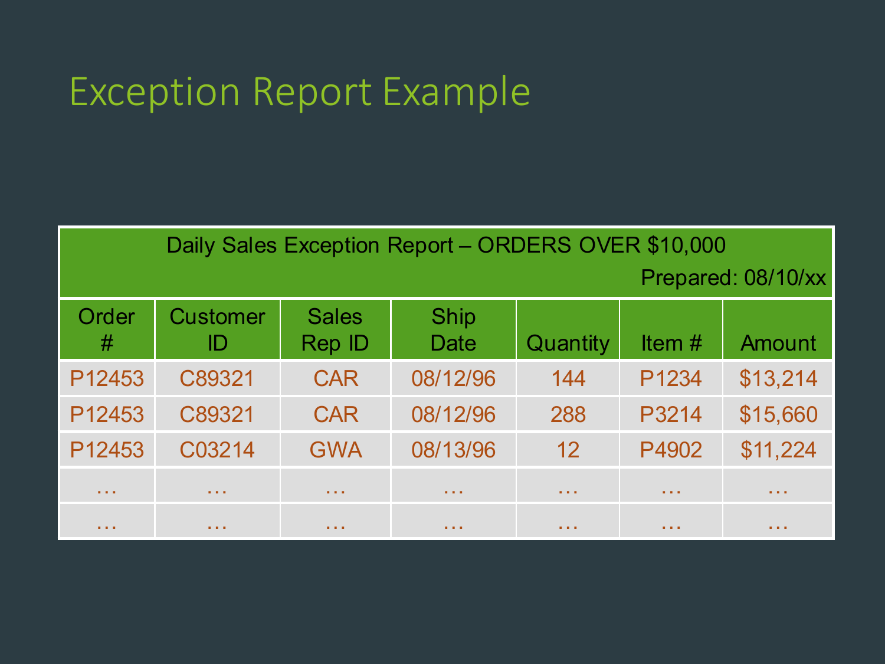# Exception Report Example

| Daily Sales Exception Report – ORDERS OVER $10,000 Prepared: 08/10/xx | | | | | | |
|---|---|---|---|---|---|---|
| Order # | Customer ID | Sales Rep ID | Ship Date | Quantity | Item # | Amount |
| P12453 | C89321 | CAR | 08/12/96 | 144 | P1234 | $13,214 |
| P12453 | C89321 | CAR | 08/12/96 | 288 | P3214 | $15,660 |
| P12453 | C03214 | GWA | 08/13/96 | 12 | P4902 | $11,224 |
| … | … | … | … | … | … | … |
| … | … | … | … | … | … | … |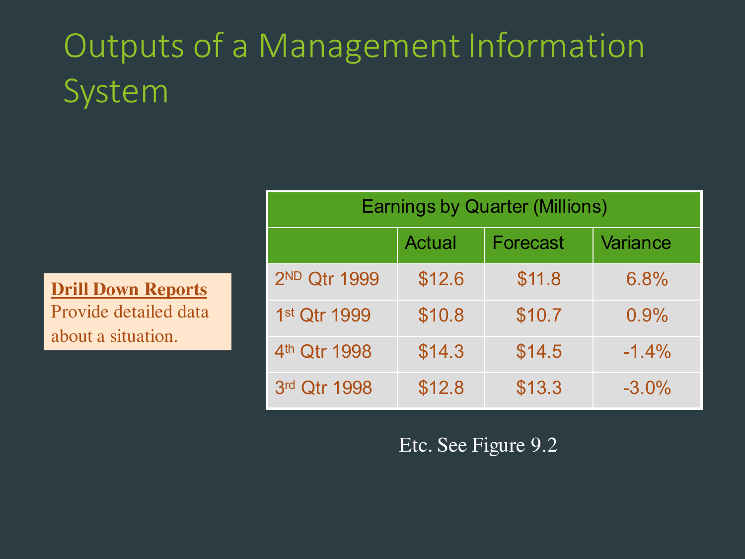# Outputs of a Management Information System

**Drill Down Reports**
Provide detailed data about a situation.

| Earnings by Quarter (Millions) | | | |
|---|---|---|---|
| | Actual | Forecast | Variance |
| 2ND Qtr 1999 | $12.6 | $11.8 | 6.8% |
| 1st Qtr 1999 | $10.8 | $10.7 | 0.9% |
| 4th Qtr 1998 | $14.3 | $14.5 | -1.4% |
| 3rd Qtr 1998 | $12.8 | $13.3 | -3.0% |

Etc. See Figure 9.2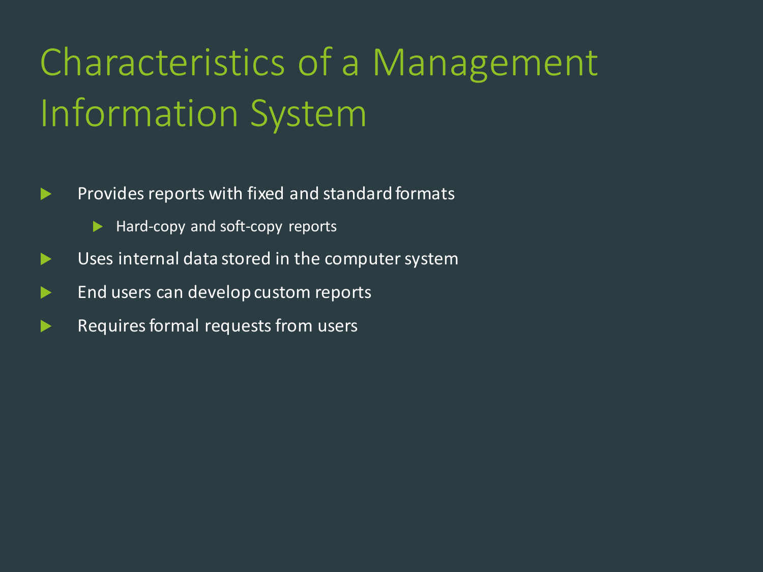# Characteristics of a Management Information System

- Provides reports with fixed and standard formats
  - Hard-copy and soft-copy reports
- Uses internal data stored in the computer system
- End users can develop custom reports
- Requires formal requests from users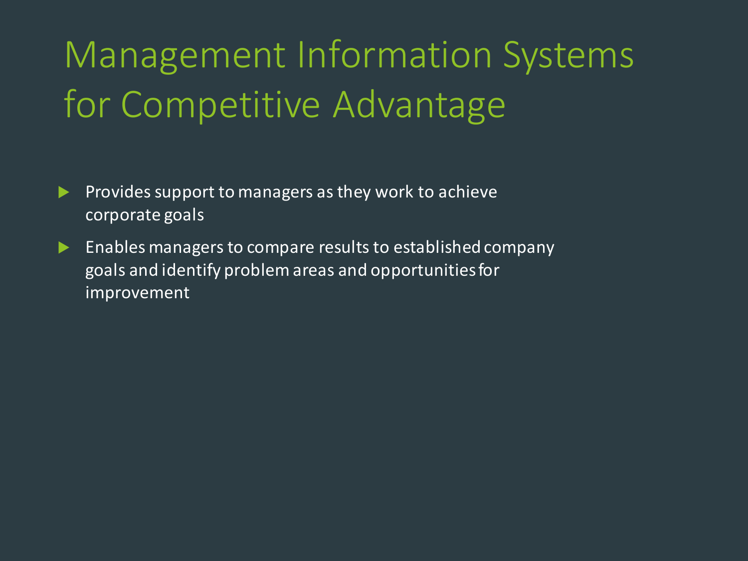# Management Information Systems for Competitive Advantage

- Provides support to managers as they work to achieve corporate goals
- Enables managers to compare results to established company goals and identify problem areas and opportunities for improvement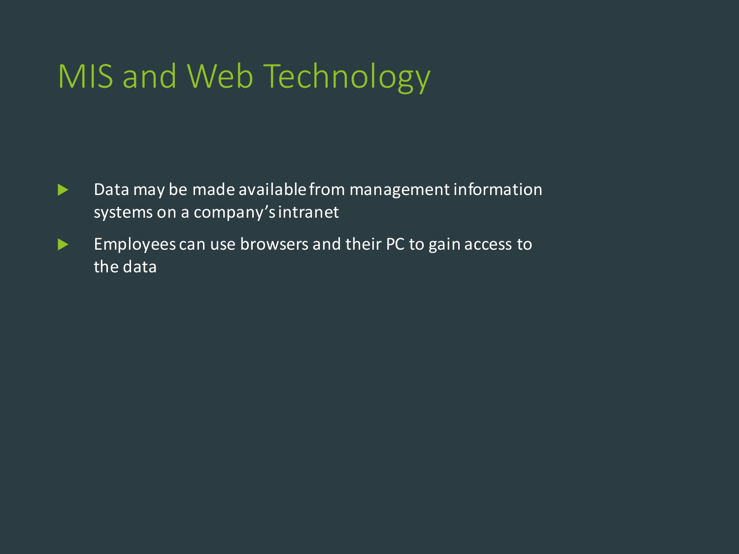# MIS and Web Technology

- Data may be made available from management information systems on a company's intranet
- Employees can use browsers and their PC to gain access to the data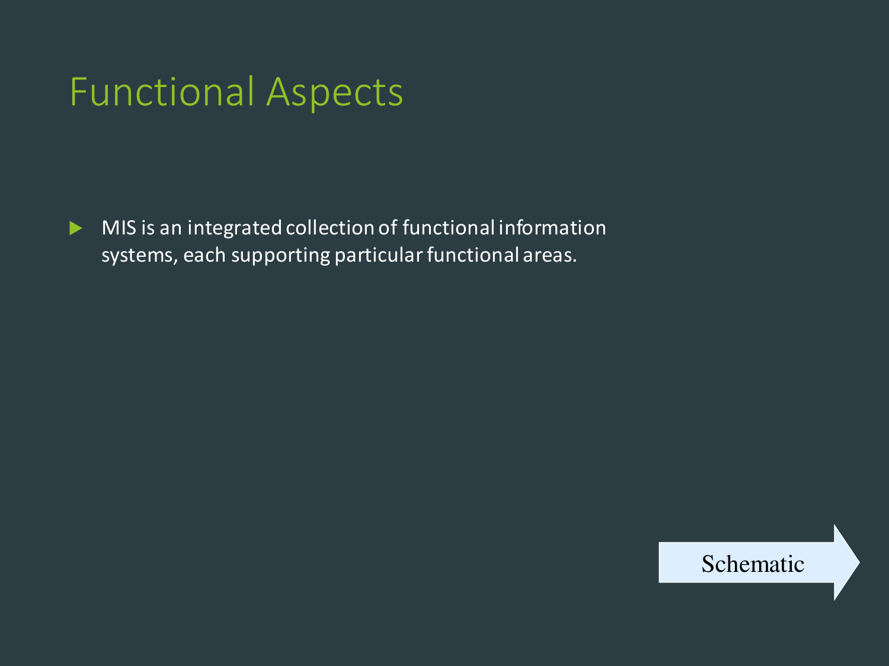# Functional Aspects

- MIS is an integrated collection of functional information systems, each supporting particular functional areas.

Schematic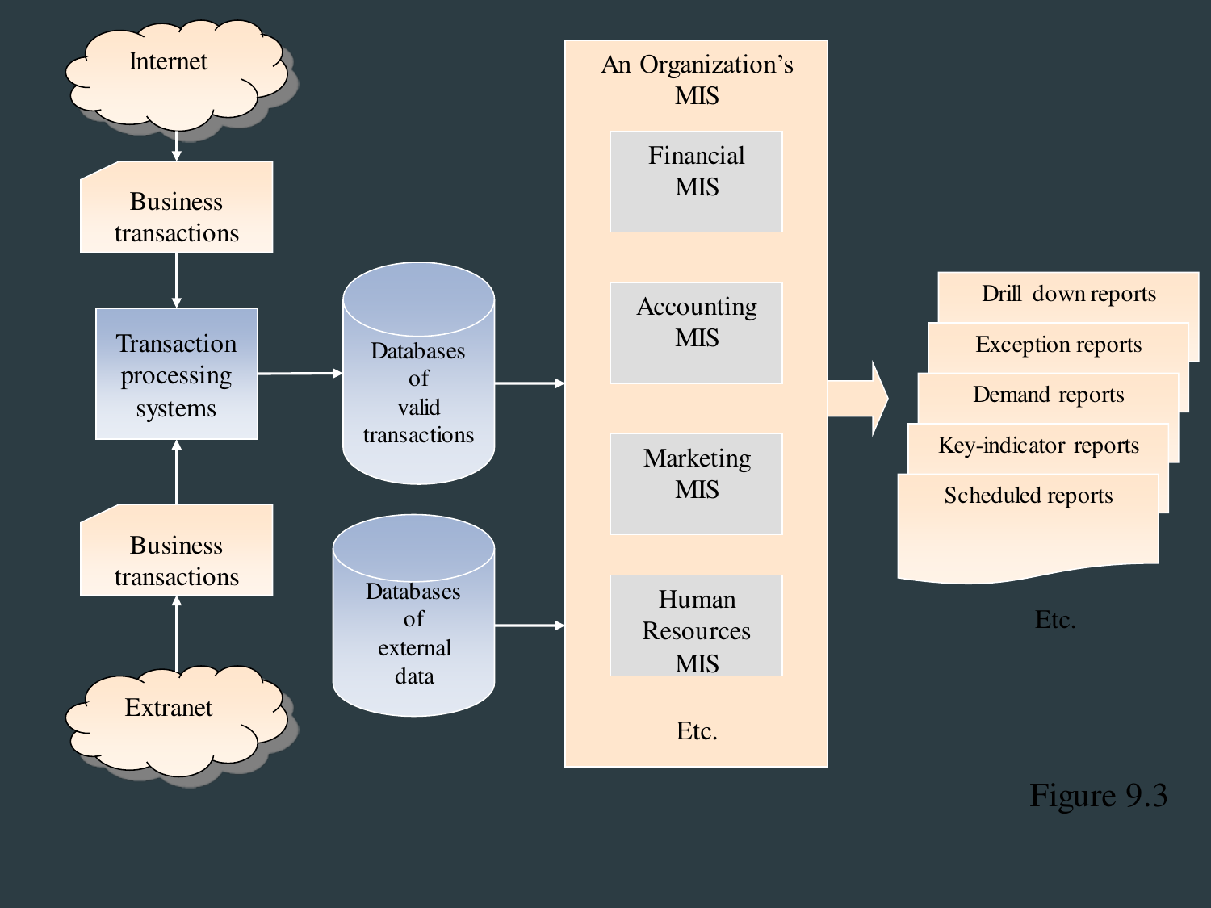Internet

Business transactions

Transaction processing systems

Business transactions

Extranet

Databases of valid transactions

Databases of external data

An Organization's MIS

- Financial MIS
- Accounting MIS
- Marketing MIS
- Human Resources MIS
- Etc.

- Drill down reports
- Exception reports
- Demand reports
- Key-indicator reports
- Scheduled reports
- Etc.

Figure 9.3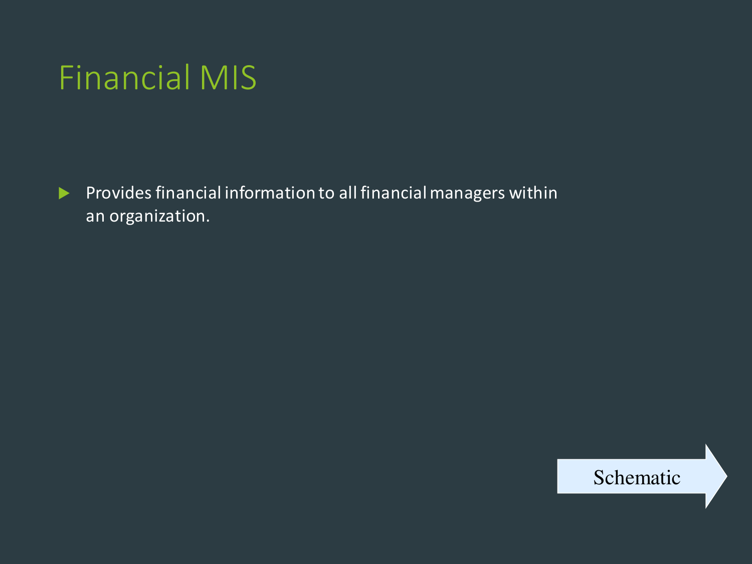# Financial MIS

- Provides financial information to all financial managers within an organization.

Schematic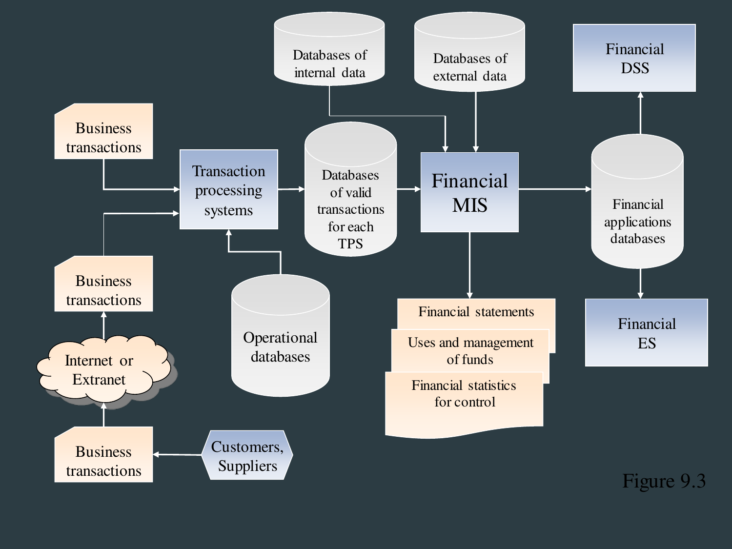Business transactions

Transaction processing systems

Databases of valid transactions for each TPS

Databases of internal data

Databases of external data

Financial MIS

Financial applications databases

Financial DSS

Financial ES

Business transactions

Internet or Extranet

Business transactions

Customers, Suppliers

Operational databases

Financial statements

Uses and management of funds

Financial statistics for control

Figure 9.3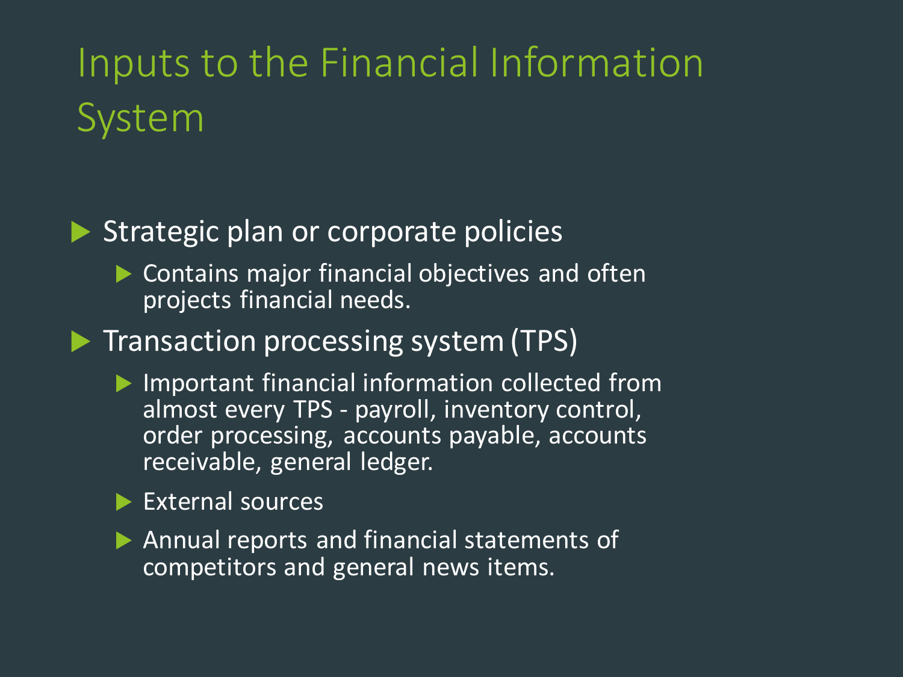# Inputs to the Financial Information System

- Strategic plan or corporate policies
  - Contains major financial objectives and often projects financial needs.
- Transaction processing system (TPS)
  - Important financial information collected from almost every TPS - payroll, inventory control, order processing, accounts payable, accounts receivable, general ledger.
  - External sources
  - Annual reports and financial statements of competitors and general news items.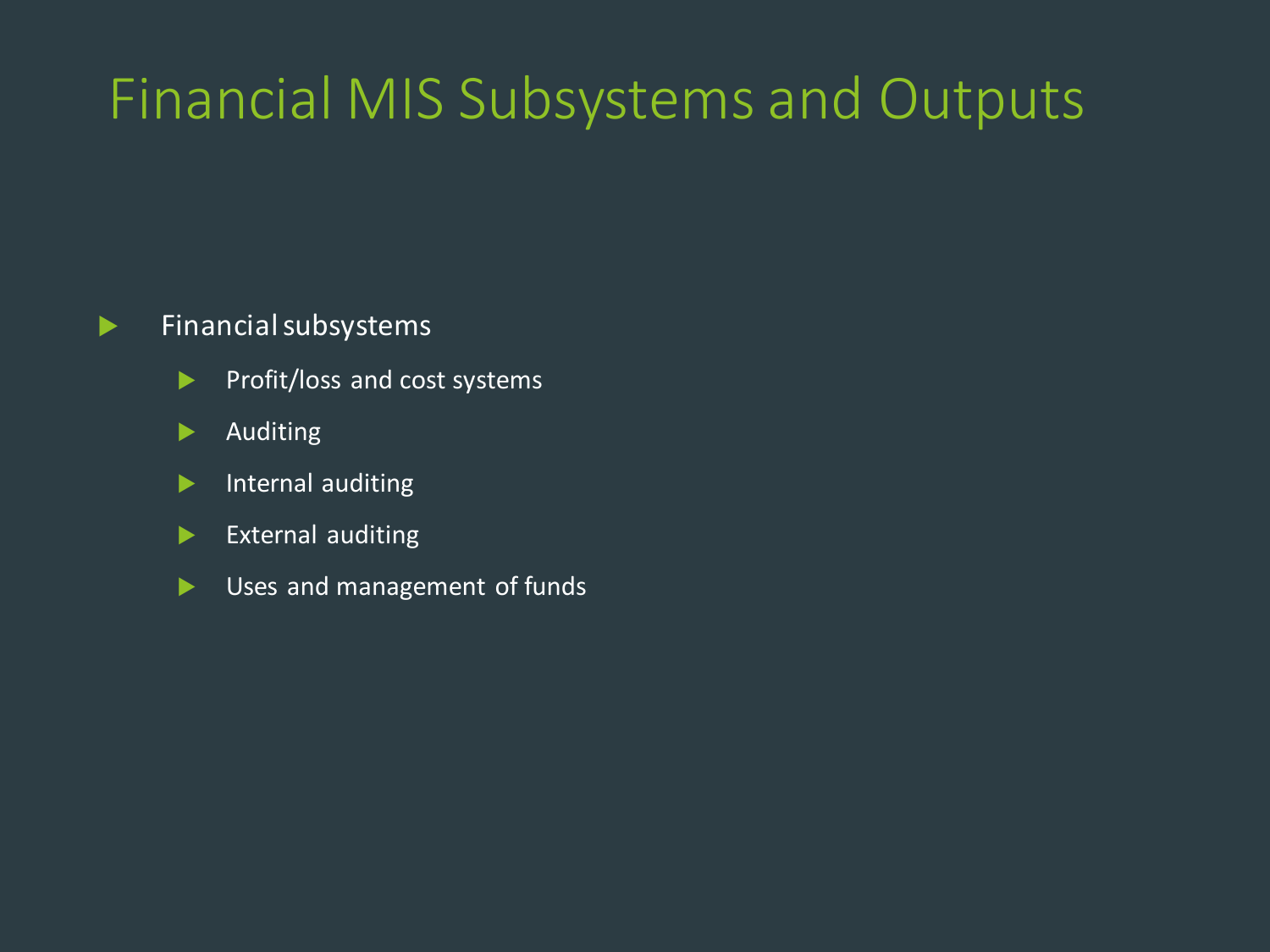# Financial MIS Subsystems and Outputs

- Financial subsystems
  - Profit/loss and cost systems
  - Auditing
  - Internal auditing
  - External auditing
  - Uses and management of funds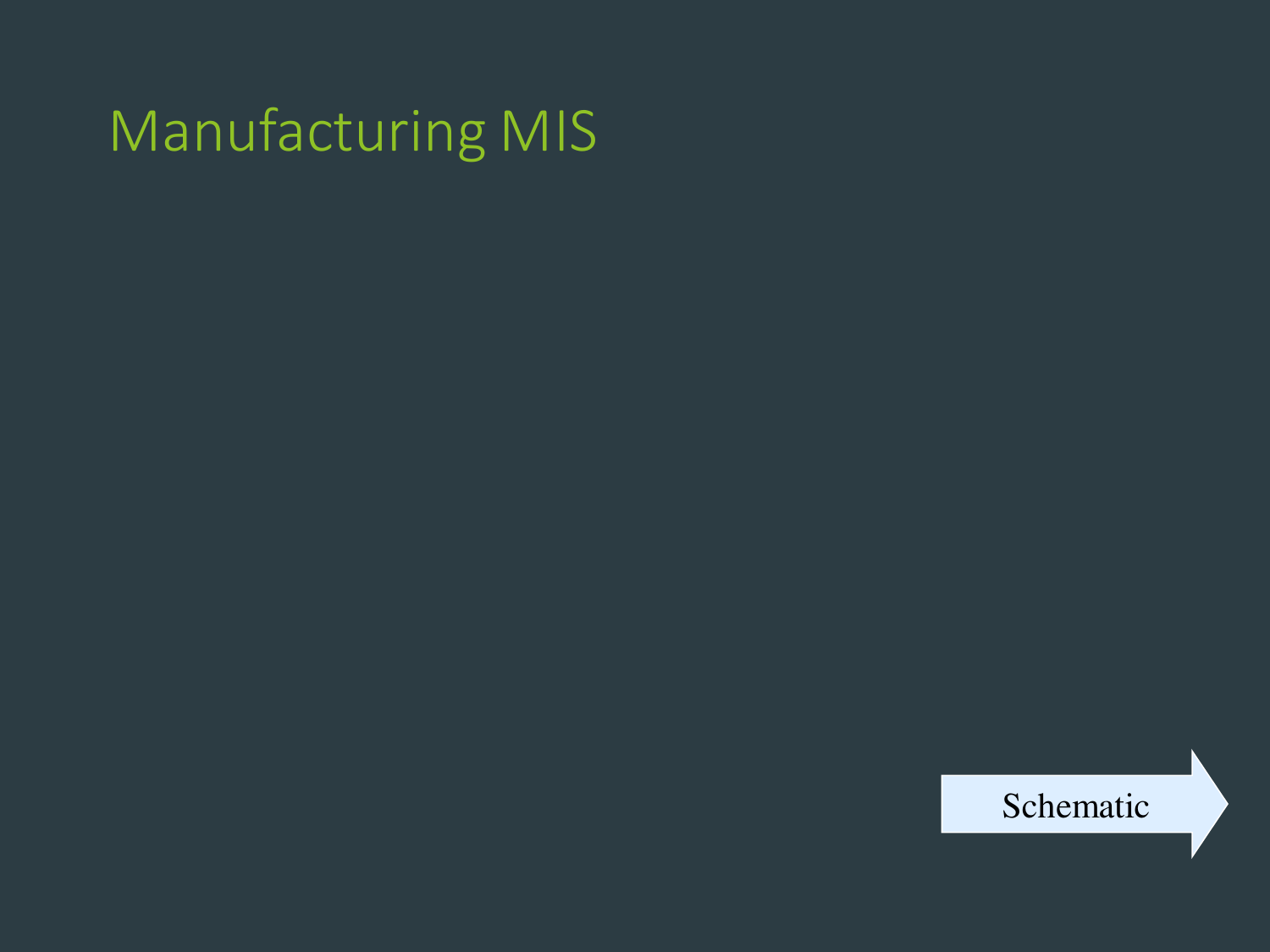# Manufacturing MIS

Schematic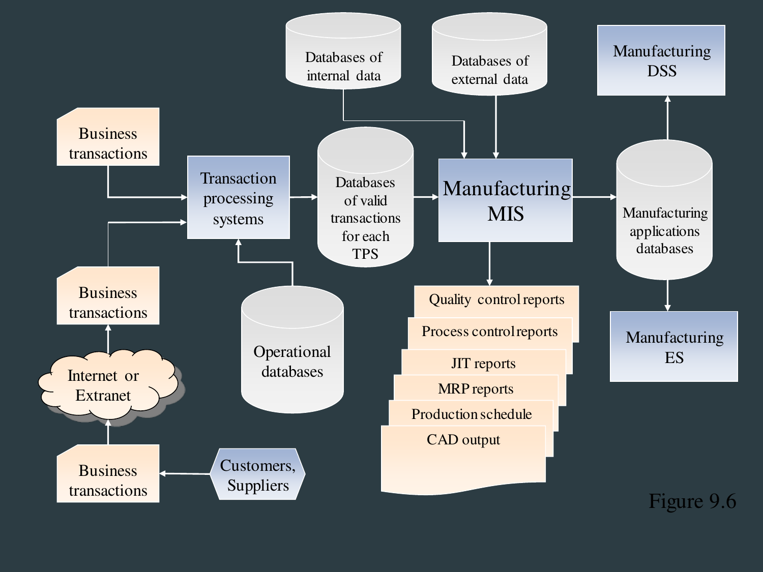Business transactions

Business transactions

Business transactions

Internet or Extranet

Customers, Suppliers

Transaction processing systems

Operational databases

Databases of valid transactions for each TPS

Databases of internal data

Databases of external data

Manufacturing MIS

Quality control reports

Process control reports

JIT reports

MRP reports

Production schedule

CAD output

Manufacturing applications databases

Manufacturing DSS

Manufacturing ES

Figure 9.6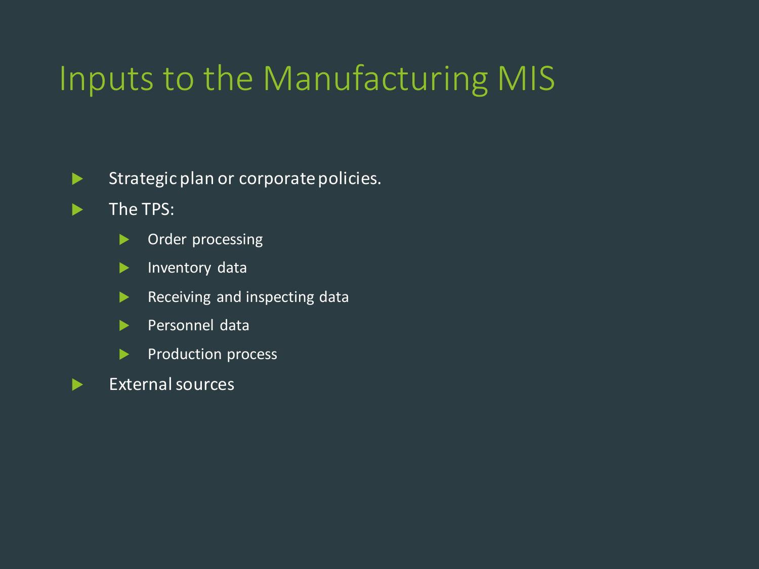# Inputs to the Manufacturing MIS

- Strategic plan or corporate policies.
- The TPS:
  - Order processing
  - Inventory data
  - Receiving and inspecting data
  - Personnel data
  - Production process
- External sources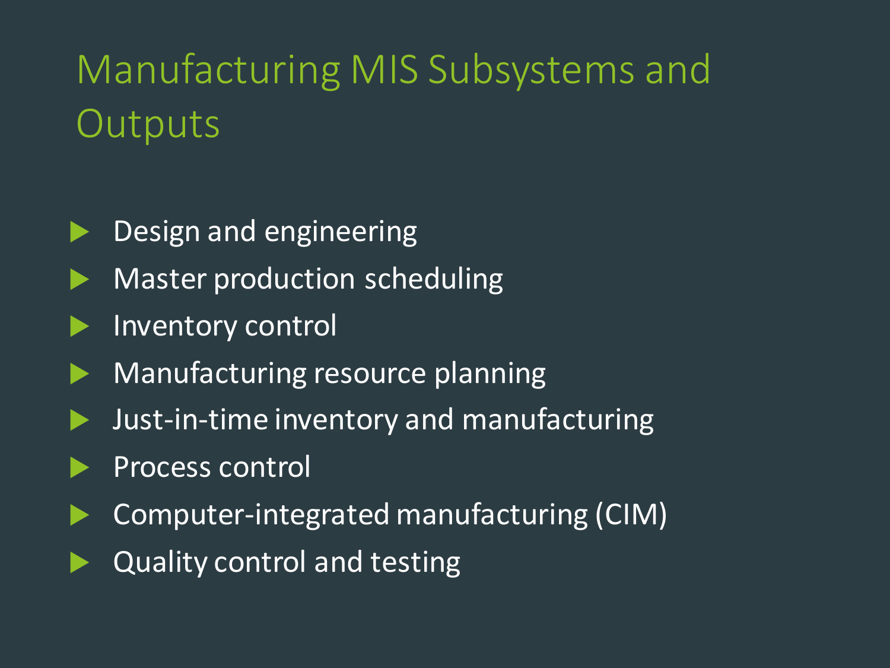# Manufacturing MIS Subsystems and Outputs

- Design and engineering
- Master production scheduling
- Inventory control
- Manufacturing resource planning
- Just-in-time inventory and manufacturing
- Process control
- Computer-integrated manufacturing (CIM)
- Quality control and testing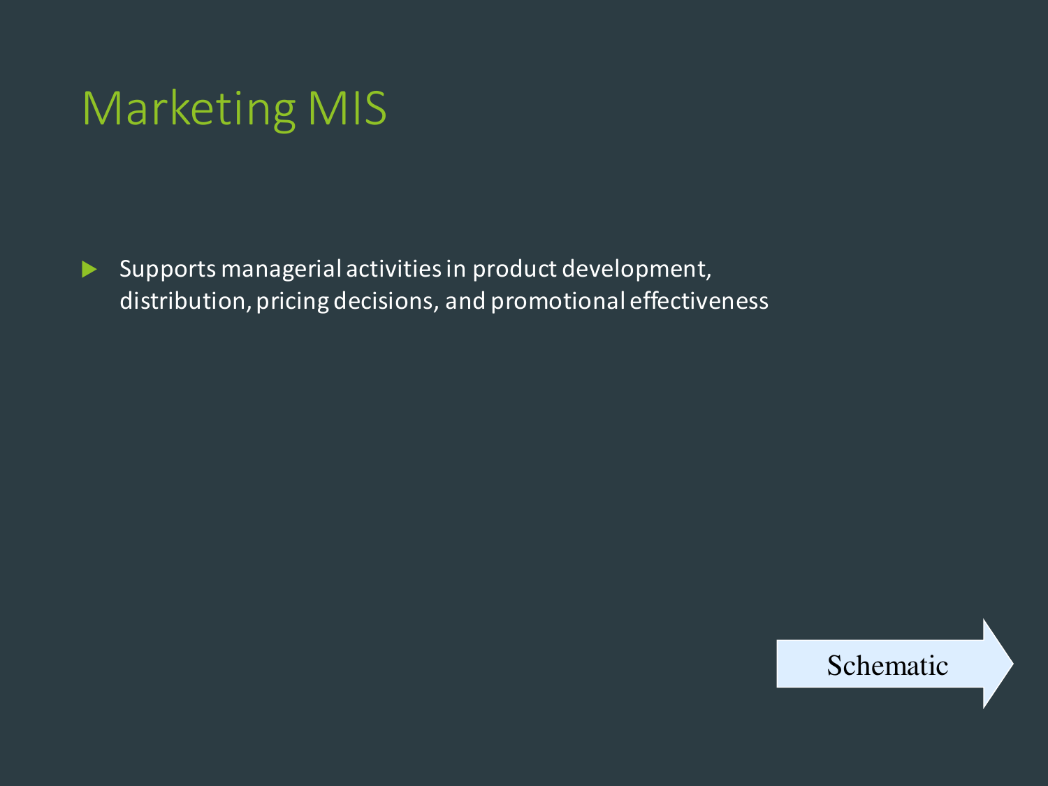# Marketing MIS

- Supports managerial activities in product development, distribution, pricing decisions, and promotional effectiveness

Schematic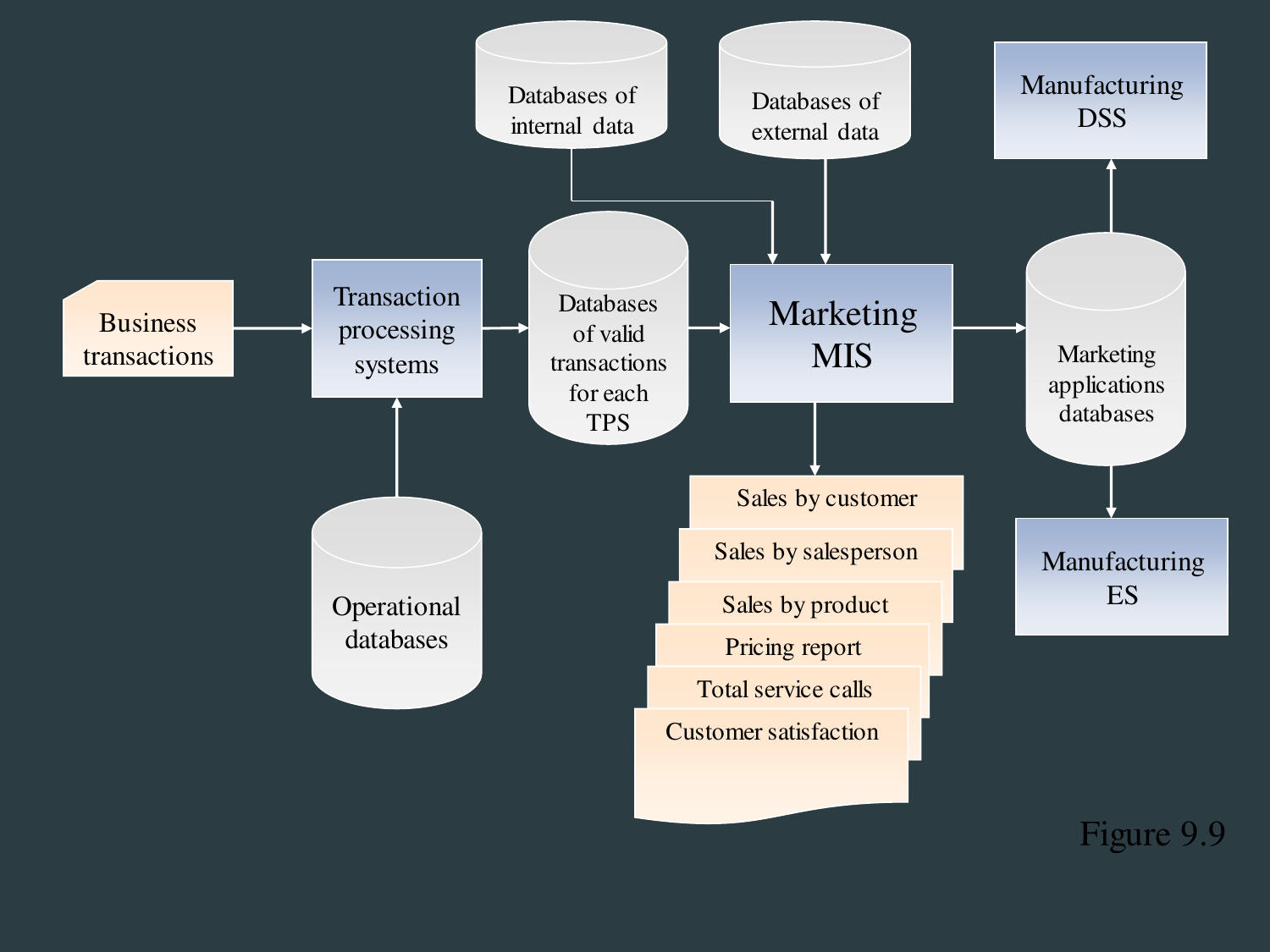Business transactions

Transaction processing systems

Operational databases

Databases of internal data

Databases of external data

Databases of valid transactions for each TPS

Marketing MIS

Marketing applications databases

Manufacturing DSS

Manufacturing ES

- Sales by customer
- Sales by salesperson
- Sales by product
- Pricing report
- Total service calls
- Customer satisfaction

Figure 9.9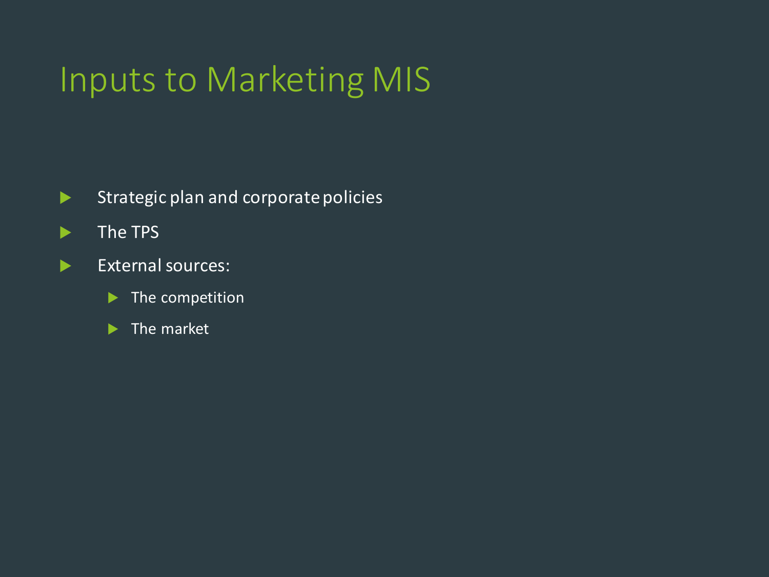# Inputs to Marketing MIS

- Strategic plan and corporate policies
- The TPS
- External sources:
  - The competition
  - The market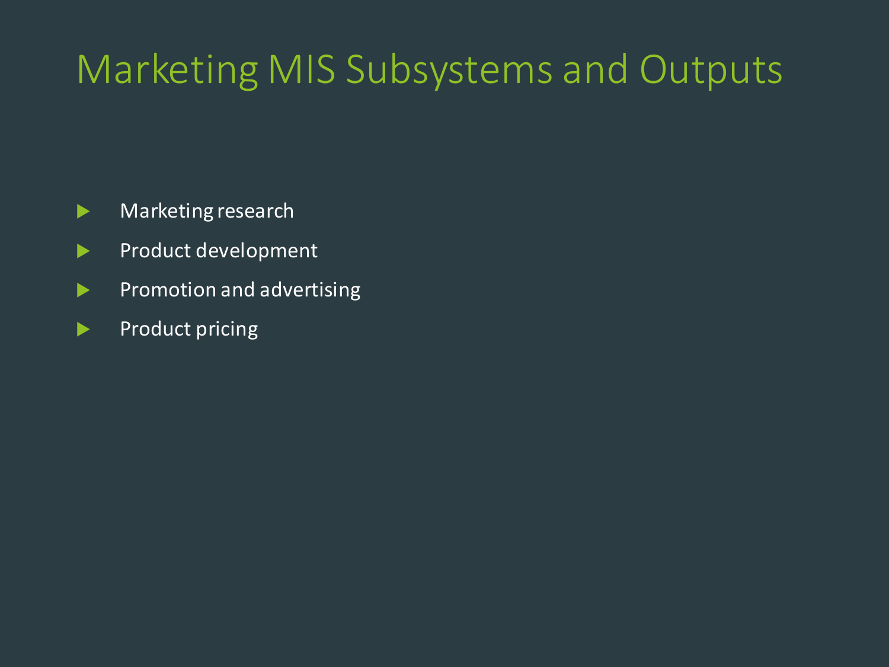# Marketing MIS Subsystems and Outputs

- Marketing research
- Product development
- Promotion and advertising
- Product pricing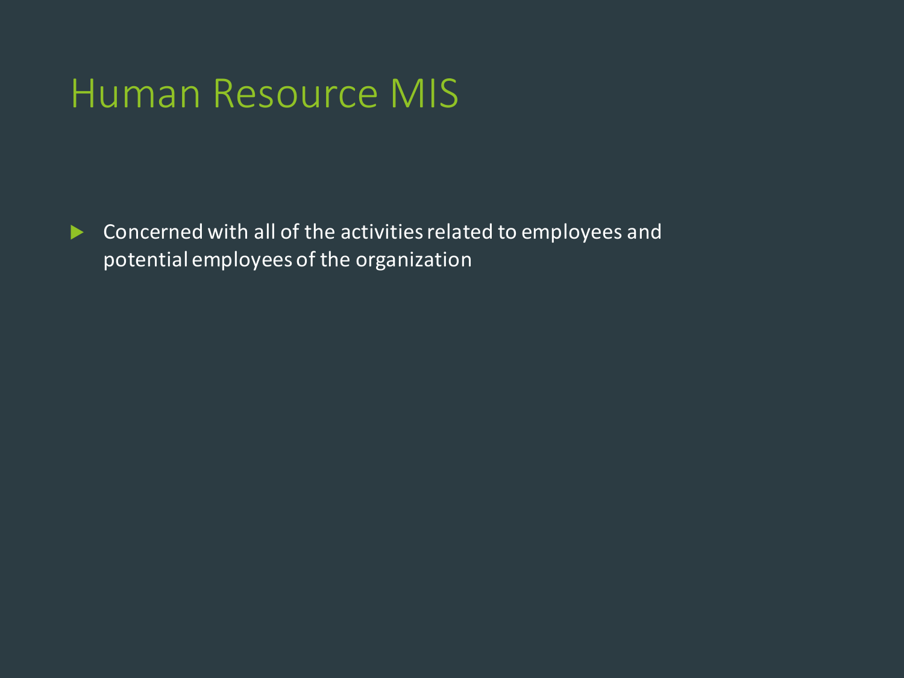# Human Resource MIS

- Concerned with all of the activities related to employees and potential employees of the organization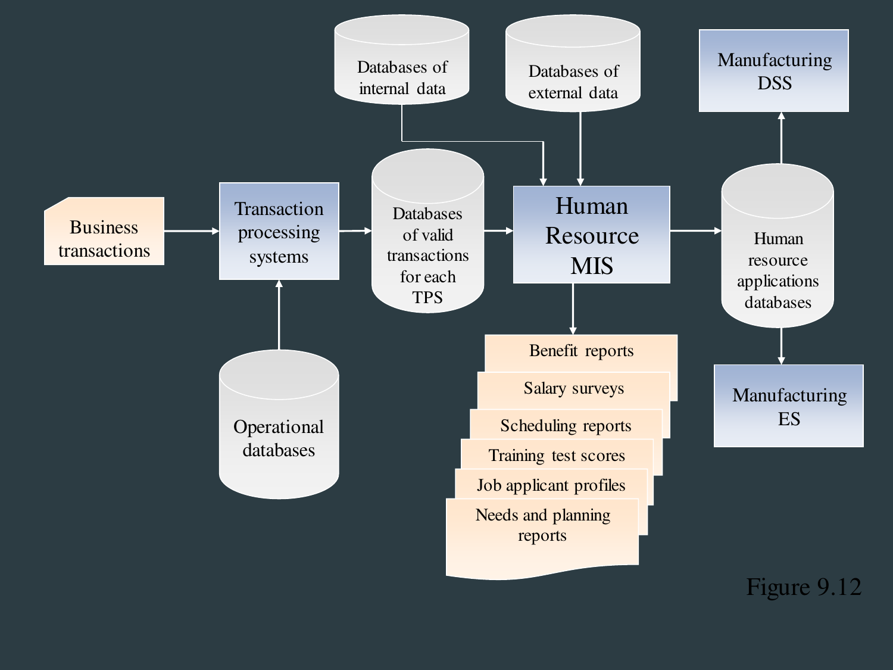Business transactions

Transaction processing systems

Operational databases

Databases of valid transactions for each TPS

Databases of internal data

Databases of external data

Human Resource MIS

Human resource applications databases

Manufacturing DSS

Manufacturing ES

- Benefit reports
- Salary surveys
- Scheduling reports
- Training test scores
- Job applicant profiles
- Needs and planning reports

Figure 9.12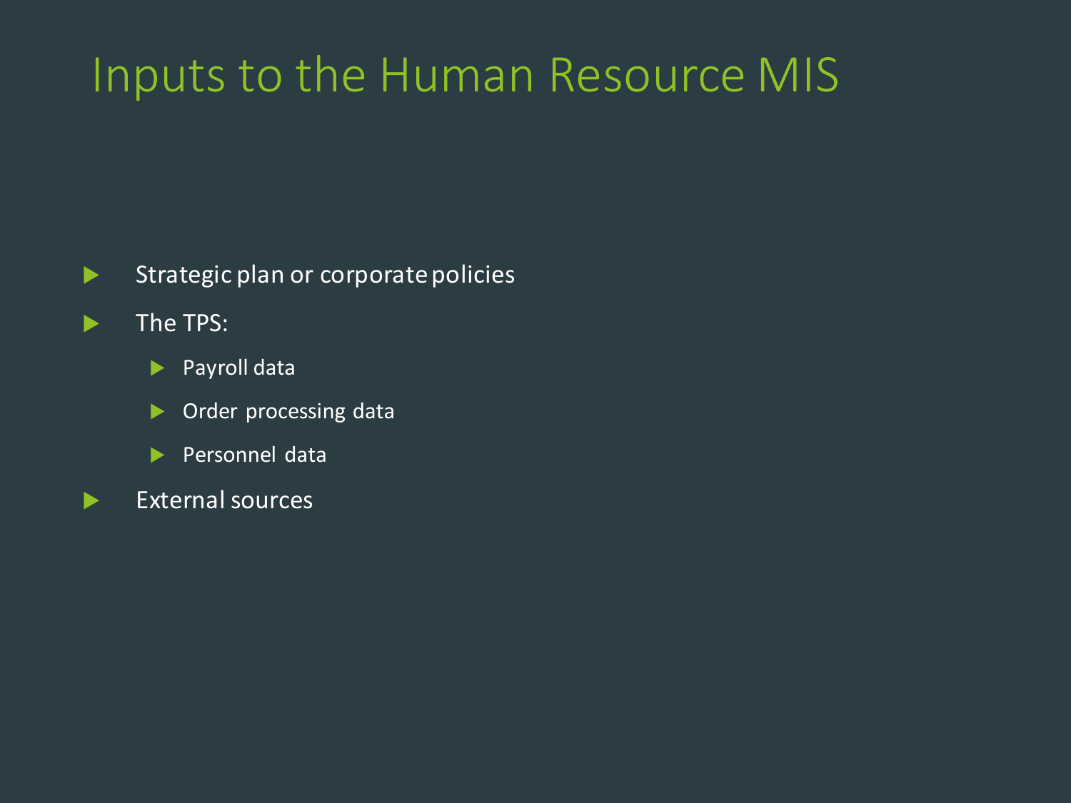# Inputs to the Human Resource MIS

- Strategic plan or corporate policies
- The TPS:
  - Payroll data
  - Order processing data
  - Personnel data
- External sources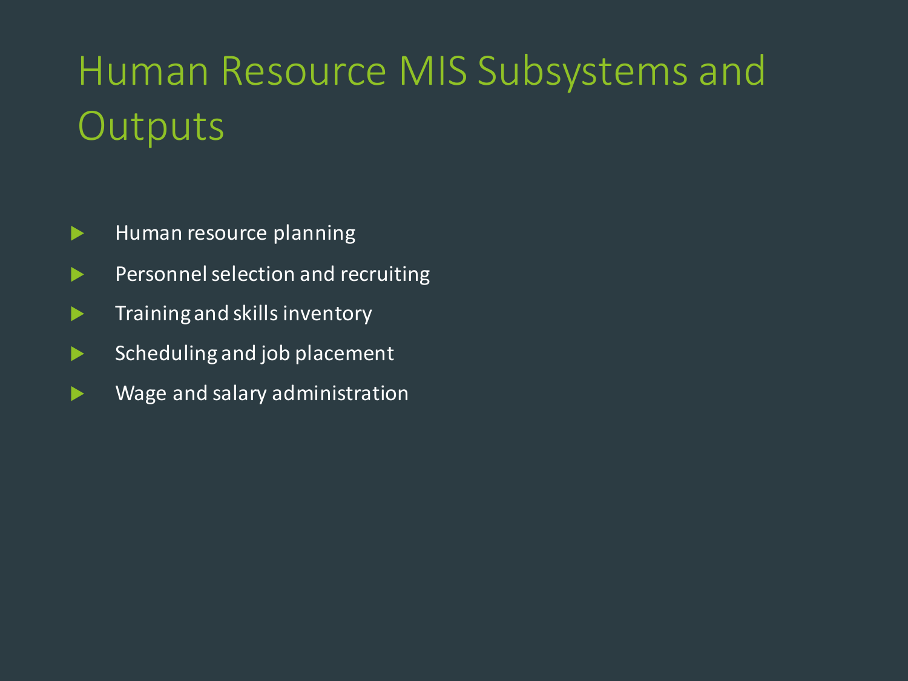# Human Resource MIS Subsystems and Outputs

- Human resource planning
- Personnel selection and recruiting
- Training and skills inventory
- Scheduling and job placement
- Wage and salary administration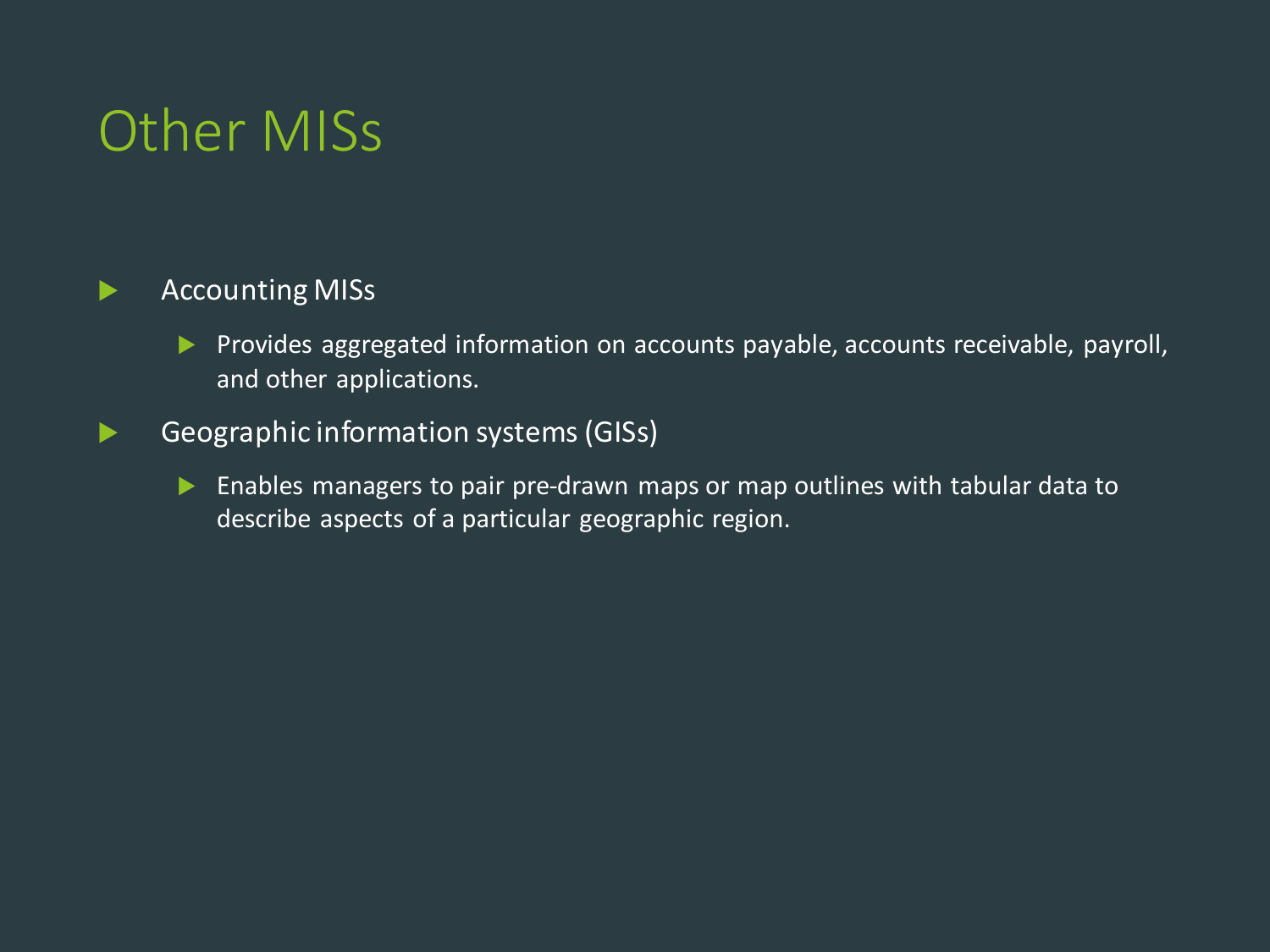# Other MISs

- Accounting MISs
  - Provides aggregated information on accounts payable, accounts receivable, payroll, and other applications.
- Geographic information systems (GISs)
  - Enables managers to pair pre-drawn maps or map outlines with tabular data to describe aspects of a particular geographic region.